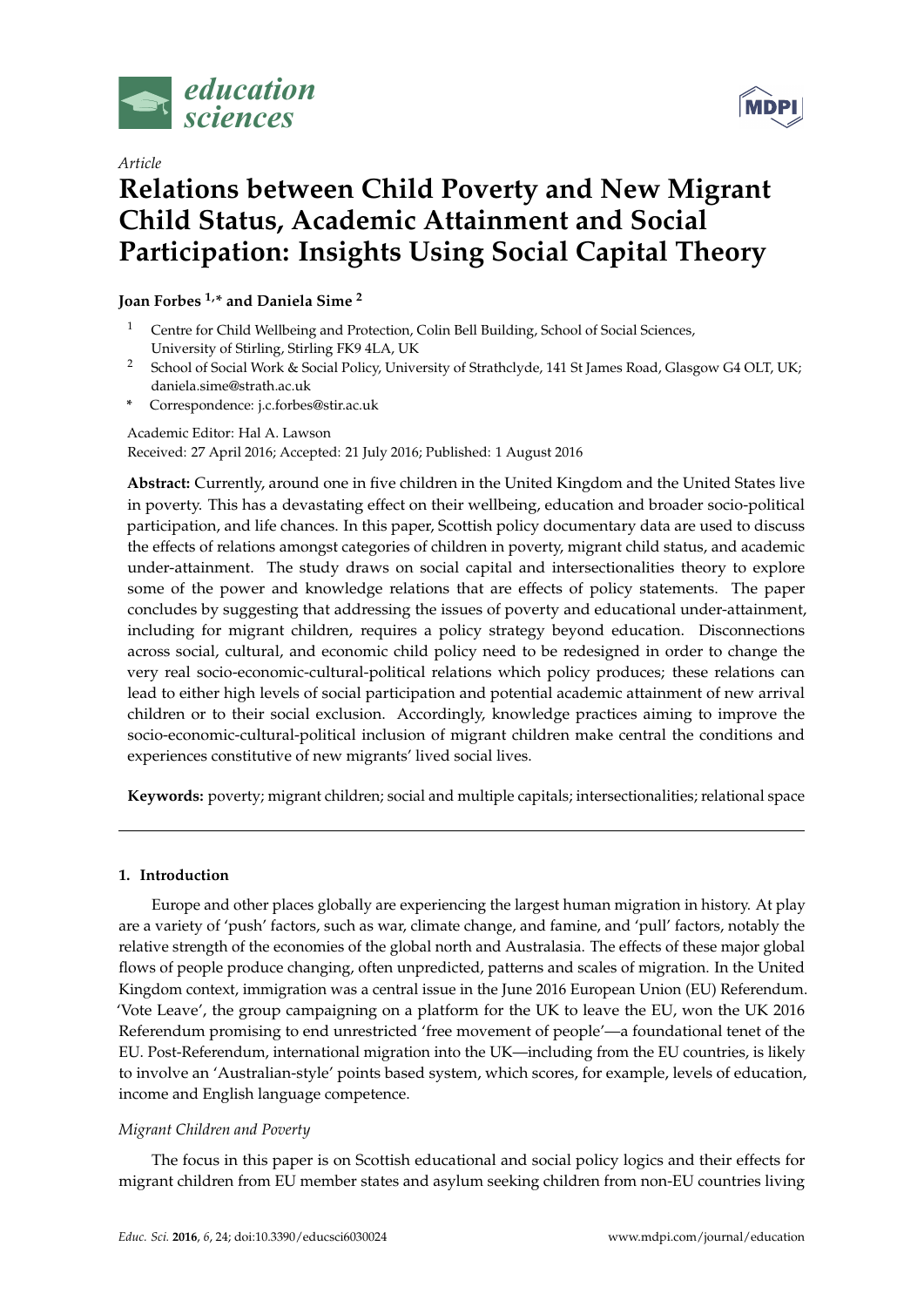*Article*

# Relations between Child Poverty and New Migrant Child Status, Academic Attainment and Social Participation: Insights Using Social Capital Theory

**Joan Forbes [1,*] and Daniela Sime [2]**

[1] Centre for Child Wellbeing and Protection, Colin Bell Building, School of Social Sciences, University of Stirling, Stirling FK9 4LA, UK

[2] School of Social Work & Social Policy, University of Strathclyde, 141 St James Road, Glasgow G4 OLT, UK; daniela.sime@strath.ac.uk

\* Correspondence: j.c.forbes@stir.ac.uk

Academic Editor: Hal A. Lawson

Received: 27 April 2016; Accepted: 21 July 2016; Published: 1 August 2016

**Abstract:** Currently, around one in five children in the United Kingdom and the United States live in poverty. This has a devastating effect on their wellbeing, education and broader socio-political participation, and life chances. In this paper, Scottish policy documentary data are used to discuss the effects of relations amongst categories of children in poverty, migrant child status, and academic under-attainment. The study draws on social capital and intersectionalities theory to explore some of the power and knowledge relations that are effects of policy statements. The paper concludes by suggesting that addressing the issues of poverty and educational under-attainment, including for migrant children, requires a policy strategy beyond education. Disconnections across social, cultural, and economic child policy need to be redesigned in order to change the very real socio-economic-cultural-political relations which policy produces; these relations can lead to either high levels of social participation and potential academic attainment of new arrival children or to their social exclusion. Accordingly, knowledge practices aiming to improve the socio-economic-cultural-political inclusion of migrant children make central the conditions and experiences constitutive of new migrants' lived social lives.

**Keywords:** poverty; migrant children; social and multiple capitals; intersectionalities; relational space

## 1. Introduction

Europe and other places globally are experiencing the largest human migration in history. At play are a variety of 'push' factors, such as war, climate change, and famine, and 'pull' factors, notably the relative strength of the economies of the global north and Australasia. The effects of these major global flows of people produce changing, often unpredicted, patterns and scales of migration. In the United Kingdom context, immigration was a central issue in the June 2016 European Union (EU) Referendum. 'Vote Leave', the group campaigning on a platform for the UK to leave the EU, won the UK 2016 Referendum promising to end unrestricted 'free movement of people'—a foundational tenet of the EU. Post-Referendum, international migration into the UK—including from the EU countries, is likely to involve an 'Australian-style' points based system, which scores, for example, levels of education, income and English language competence.

### *Migrant Children and Poverty*

The focus in this paper is on Scottish educational and social policy logics and their effects for migrant children from EU member states and asylum seeking children from non-EU countries living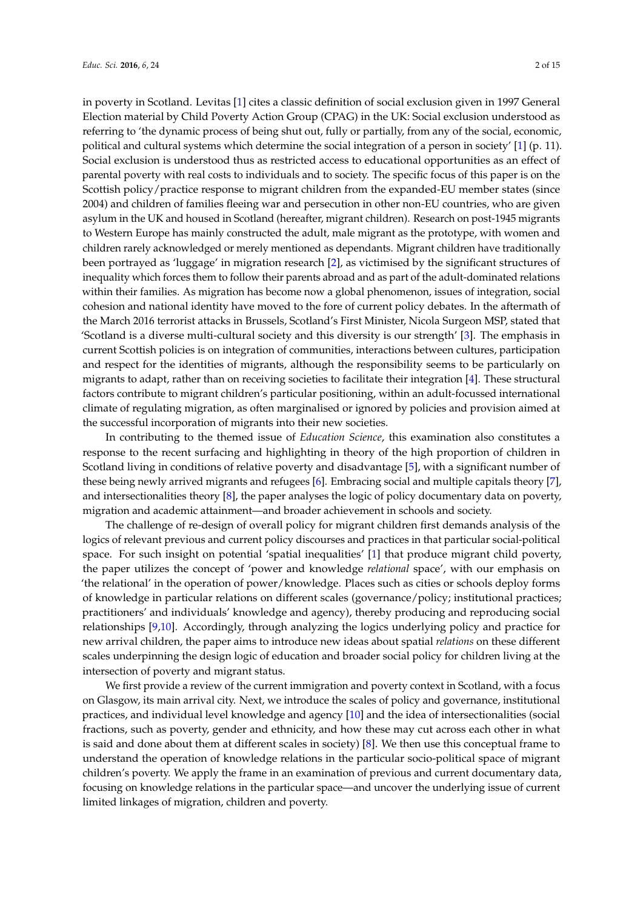in poverty in Scotland. Levitas [1] cites a classic definition of social exclusion given in 1997 General Election material by Child Poverty Action Group (CPAG) in the UK: Social exclusion understood as referring to 'the dynamic process of being shut out, fully or partially, from any of the social, economic, political and cultural systems which determine the social integration of a person in society' [1] (p. 11). Social exclusion is understood thus as restricted access to educational opportunities as an effect of parental poverty with real costs to individuals and to society. The specific focus of this paper is on the Scottish policy/practice response to migrant children from the expanded-EU member states (since 2004) and children of families fleeing war and persecution in other non-EU countries, who are given asylum in the UK and housed in Scotland (hereafter, migrant children). Research on post-1945 migrants to Western Europe has mainly constructed the adult, male migrant as the prototype, with women and children rarely acknowledged or merely mentioned as dependants. Migrant children have traditionally been portrayed as 'luggage' in migration research [2], as victimised by the significant structures of inequality which forces them to follow their parents abroad and as part of the adult-dominated relations within their families. As migration has become now a global phenomenon, issues of integration, social cohesion and national identity have moved to the fore of current policy debates. In the aftermath of the March 2016 terrorist attacks in Brussels, Scotland's First Minister, Nicola Surgeon MSP, stated that 'Scotland is a diverse multi-cultural society and this diversity is our strength' [3]. The emphasis in current Scottish policies is on integration of communities, interactions between cultures, participation and respect for the identities of migrants, although the responsibility seems to be particularly on migrants to adapt, rather than on receiving societies to facilitate their integration [4]. These structural factors contribute to migrant children's particular positioning, within an adult-focussed international climate of regulating migration, as often marginalised or ignored by policies and provision aimed at the successful incorporation of migrants into their new societies.

In contributing to the themed issue of *Education Science*, this examination also constitutes a response to the recent surfacing and highlighting in theory of the high proportion of children in Scotland living in conditions of relative poverty and disadvantage [5], with a significant number of these being newly arrived migrants and refugees [6]. Embracing social and multiple capitals theory [7], and intersectionalities theory [8], the paper analyses the logic of policy documentary data on poverty, migration and academic attainment—and broader achievement in schools and society.

The challenge of re-design of overall policy for migrant children first demands analysis of the logics of relevant previous and current policy discourses and practices in that particular social-political space. For such insight on potential 'spatial inequalities' [1] that produce migrant child poverty, the paper utilizes the concept of 'power and knowledge *relational* space', with our emphasis on 'the relational' in the operation of power/knowledge. Places such as cities or schools deploy forms of knowledge in particular relations on different scales (governance/policy; institutional practices; practitioners' and individuals' knowledge and agency), thereby producing and reproducing social relationships [9,10]. Accordingly, through analyzing the logics underlying policy and practice for new arrival children, the paper aims to introduce new ideas about spatial *relations* on these different scales underpinning the design logic of education and broader social policy for children living at the intersection of poverty and migrant status.

We first provide a review of the current immigration and poverty context in Scotland, with a focus on Glasgow, its main arrival city. Next, we introduce the scales of policy and governance, institutional practices, and individual level knowledge and agency [10] and the idea of intersectionalities (social fractions, such as poverty, gender and ethnicity, and how these may cut across each other in what is said and done about them at different scales in society) [8]. We then use this conceptual frame to understand the operation of knowledge relations in the particular socio-political space of migrant children's poverty. We apply the frame in an examination of previous and current documentary data, focusing on knowledge relations in the particular space—and uncover the underlying issue of current limited linkages of migration, children and poverty.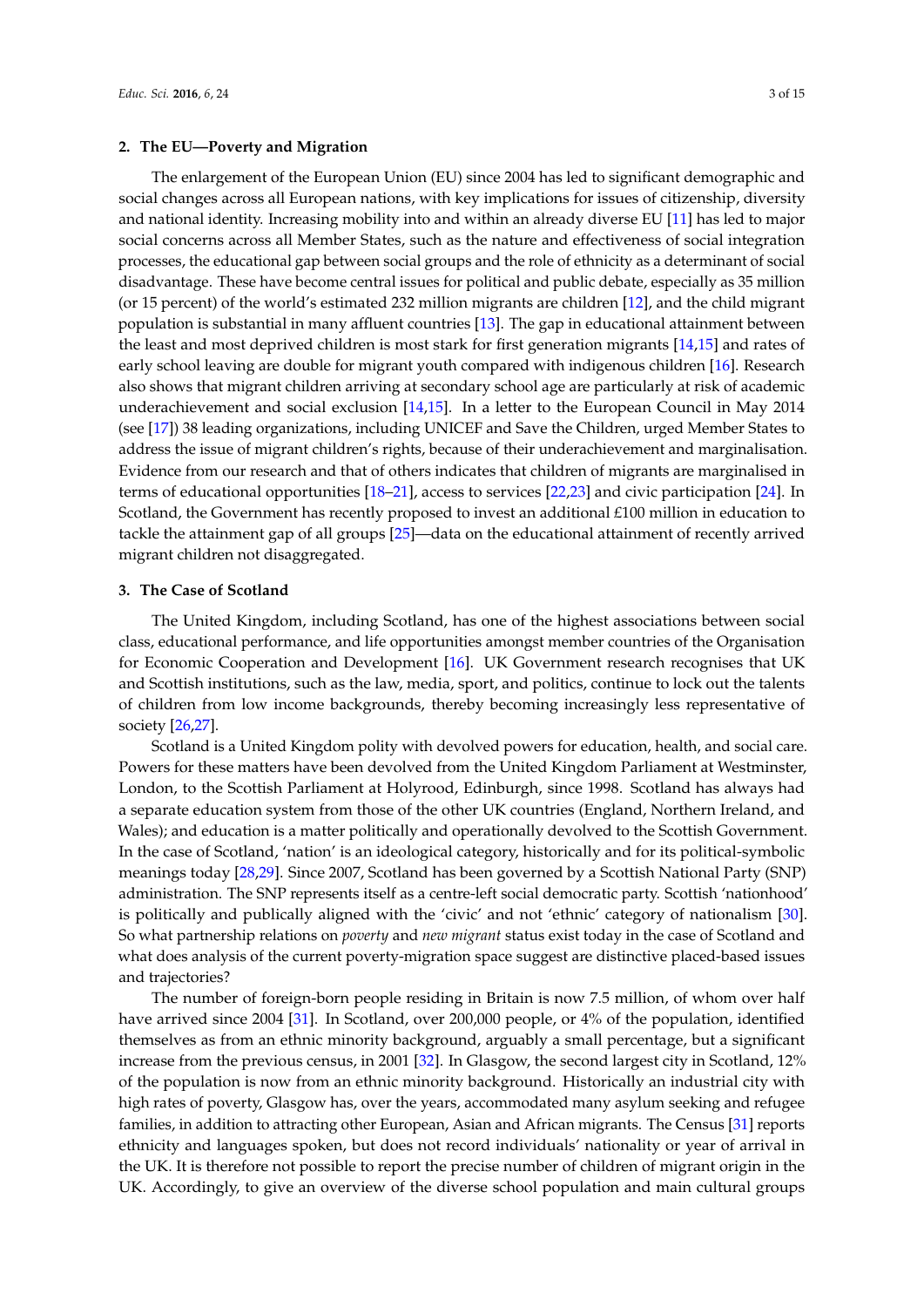## 2. The EU—Poverty and Migration

The enlargement of the European Union (EU) since 2004 has led to significant demographic and social changes across all European nations, with key implications for issues of citizenship, diversity and national identity. Increasing mobility into and within an already diverse EU [11] has led to major social concerns across all Member States, such as the nature and effectiveness of social integration processes, the educational gap between social groups and the role of ethnicity as a determinant of social disadvantage. These have become central issues for political and public debate, especially as 35 million (or 15 percent) of the world's estimated 232 million migrants are children [12], and the child migrant population is substantial in many affluent countries [13]. The gap in educational attainment between the least and most deprived children is most stark for first generation migrants [14,15] and rates of early school leaving are double for migrant youth compared with indigenous children [16]. Research also shows that migrant children arriving at secondary school age are particularly at risk of academic underachievement and social exclusion [14,15]. In a letter to the European Council in May 2014 (see [17]) 38 leading organizations, including UNICEF and Save the Children, urged Member States to address the issue of migrant children's rights, because of their underachievement and marginalisation. Evidence from our research and that of others indicates that children of migrants are marginalised in terms of educational opportunities [18–21], access to services [22,23] and civic participation [24]. In Scotland, the Government has recently proposed to invest an additional £100 million in education to tackle the attainment gap of all groups [25]—data on the educational attainment of recently arrived migrant children not disaggregated.

## 3. The Case of Scotland

The United Kingdom, including Scotland, has one of the highest associations between social class, educational performance, and life opportunities amongst member countries of the Organisation for Economic Cooperation and Development [16]. UK Government research recognises that UK and Scottish institutions, such as the law, media, sport, and politics, continue to lock out the talents of children from low income backgrounds, thereby becoming increasingly less representative of society [26,27].

Scotland is a United Kingdom polity with devolved powers for education, health, and social care. Powers for these matters have been devolved from the United Kingdom Parliament at Westminster, London, to the Scottish Parliament at Holyrood, Edinburgh, since 1998. Scotland has always had a separate education system from those of the other UK countries (England, Northern Ireland, and Wales); and education is a matter politically and operationally devolved to the Scottish Government. In the case of Scotland, 'nation' is an ideological category, historically and for its political-symbolic meanings today [28,29]. Since 2007, Scotland has been governed by a Scottish National Party (SNP) administration. The SNP represents itself as a centre-left social democratic party. Scottish 'nationhood' is politically and publically aligned with the 'civic' and not 'ethnic' category of nationalism [30]. So what partnership relations on *poverty* and *new migrant* status exist today in the case of Scotland and what does analysis of the current poverty-migration space suggest are distinctive placed-based issues and trajectories?

The number of foreign-born people residing in Britain is now 7.5 million, of whom over half have arrived since 2004 [31]. In Scotland, over 200,000 people, or 4% of the population, identified themselves as from an ethnic minority background, arguably a small percentage, but a significant increase from the previous census, in 2001 [32]. In Glasgow, the second largest city in Scotland, 12% of the population is now from an ethnic minority background. Historically an industrial city with high rates of poverty, Glasgow has, over the years, accommodated many asylum seeking and refugee families, in addition to attracting other European, Asian and African migrants. The Census [31] reports ethnicity and languages spoken, but does not record individuals' nationality or year of arrival in the UK. It is therefore not possible to report the precise number of children of migrant origin in the UK. Accordingly, to give an overview of the diverse school population and main cultural groups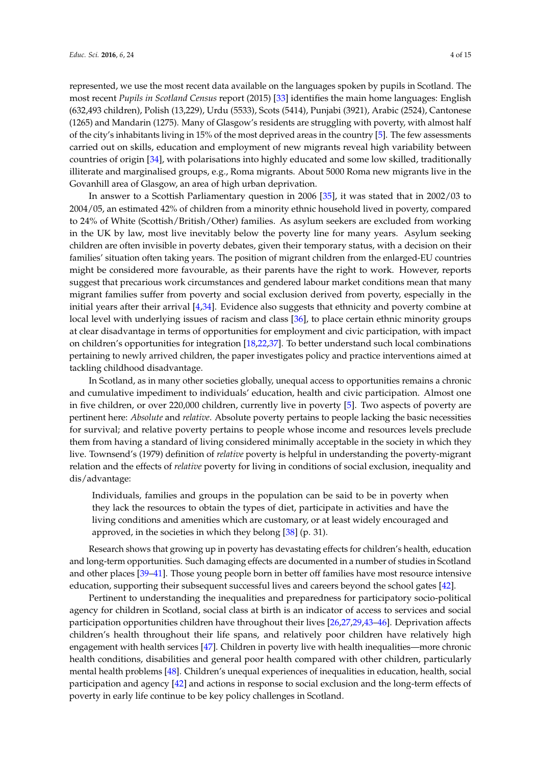represented, we use the most recent data available on the languages spoken by pupils in Scotland. The most recent *Pupils in Scotland Census* report (2015) [33] identifies the main home languages: English (632,493 children), Polish (13,229), Urdu (5533), Scots (5414), Punjabi (3921), Arabic (2524), Cantonese (1265) and Mandarin (1275). Many of Glasgow's residents are struggling with poverty, with almost half of the city's inhabitants living in 15% of the most deprived areas in the country [5]. The few assessments carried out on skills, education and employment of new migrants reveal high variability between countries of origin [34], with polarisations into highly educated and some low skilled, traditionally illiterate and marginalised groups, e.g., Roma migrants. About 5000 Roma new migrants live in the Govanhill area of Glasgow, an area of high urban deprivation.

In answer to a Scottish Parliamentary question in 2006 [35], it was stated that in 2002/03 to 2004/05, an estimated 42% of children from a minority ethnic household lived in poverty, compared to 24% of White (Scottish/British/Other) families. As asylum seekers are excluded from working in the UK by law, most live inevitably below the poverty line for many years. Asylum seeking children are often invisible in poverty debates, given their temporary status, with a decision on their families' situation often taking years. The position of migrant children from the enlarged-EU countries might be considered more favourable, as their parents have the right to work. However, reports suggest that precarious work circumstances and gendered labour market conditions mean that many migrant families suffer from poverty and social exclusion derived from poverty, especially in the initial years after their arrival [4,34]. Evidence also suggests that ethnicity and poverty combine at local level with underlying issues of racism and class [36], to place certain ethnic minority groups at clear disadvantage in terms of opportunities for employment and civic participation, with impact on children's opportunities for integration [18,22,37]. To better understand such local combinations pertaining to newly arrived children, the paper investigates policy and practice interventions aimed at tackling childhood disadvantage.

In Scotland, as in many other societies globally, unequal access to opportunities remains a chronic and cumulative impediment to individuals' education, health and civic participation. Almost one in five children, or over 220,000 children, currently live in poverty [5]. Two aspects of poverty are pertinent here: *Absolute* and *relative*. Absolute poverty pertains to people lacking the basic necessities for survival; and relative poverty pertains to people whose income and resources levels preclude them from having a standard of living considered minimally acceptable in the society in which they live. Townsend's (1979) definition of *relative* poverty is helpful in understanding the poverty-migrant relation and the effects of *relative* poverty for living in conditions of social exclusion, inequality and dis/advantage:

> Individuals, families and groups in the population can be said to be in poverty when they lack the resources to obtain the types of diet, participate in activities and have the living conditions and amenities which are customary, or at least widely encouraged and approved, in the societies in which they belong [38] (p. 31).

Research shows that growing up in poverty has devastating effects for children's health, education and long-term opportunities. Such damaging effects are documented in a number of studies in Scotland and other places [39–41]. Those young people born in better off families have most resource intensive education, supporting their subsequent successful lives and careers beyond the school gates [42].

Pertinent to understanding the inequalities and preparedness for participatory socio-political agency for children in Scotland, social class at birth is an indicator of access to services and social participation opportunities children have throughout their lives [26,27,29,43–46]. Deprivation affects children's health throughout their life spans, and relatively poor children have relatively high engagement with health services [47]. Children in poverty live with health inequalities—more chronic health conditions, disabilities and general poor health compared with other children, particularly mental health problems [48]. Children's unequal experiences of inequalities in education, health, social participation and agency [42] and actions in response to social exclusion and the long-term effects of poverty in early life continue to be key policy challenges in Scotland.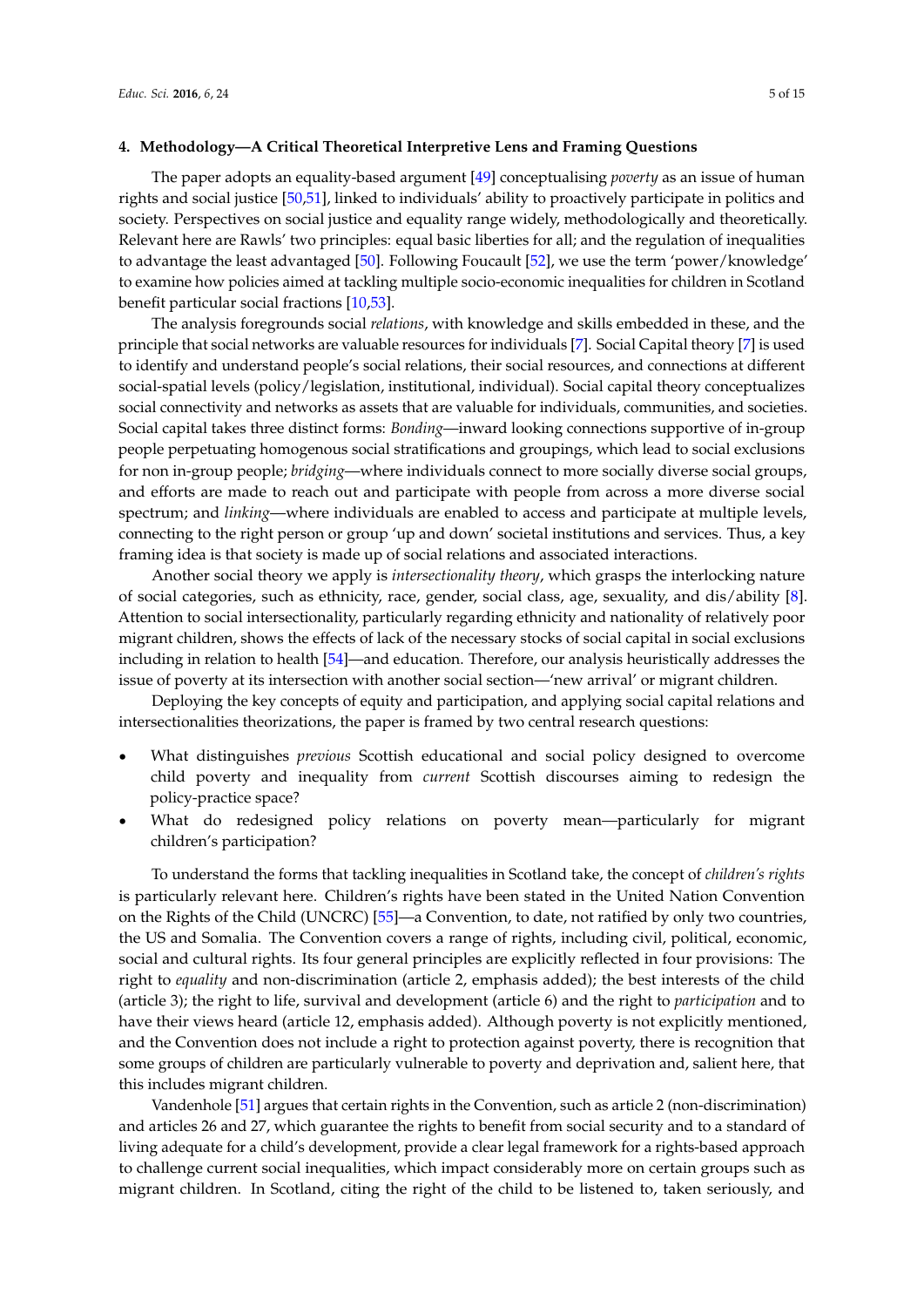## 4. Methodology—A Critical Theoretical Interpretive Lens and Framing Questions

The paper adopts an equality-based argument [49] conceptualising *poverty* as an issue of human rights and social justice [50,51], linked to individuals' ability to proactively participate in politics and society. Perspectives on social justice and equality range widely, methodologically and theoretically. Relevant here are Rawls' two principles: equal basic liberties for all; and the regulation of inequalities to advantage the least advantaged [50]. Following Foucault [52], we use the term 'power/knowledge' to examine how policies aimed at tackling multiple socio-economic inequalities for children in Scotland benefit particular social fractions [10,53].

The analysis foregrounds social *relations*, with knowledge and skills embedded in these, and the principle that social networks are valuable resources for individuals [7]. Social Capital theory [7] is used to identify and understand people's social relations, their social resources, and connections at different social-spatial levels (policy/legislation, institutional, individual). Social capital theory conceptualizes social connectivity and networks as assets that are valuable for individuals, communities, and societies. Social capital takes three distinct forms: *Bonding*—inward looking connections supportive of in-group people perpetuating homogenous social stratifications and groupings, which lead to social exclusions for non in-group people; *bridging*—where individuals connect to more socially diverse social groups, and efforts are made to reach out and participate with people from across a more diverse social spectrum; and *linking*—where individuals are enabled to access and participate at multiple levels, connecting to the right person or group 'up and down' societal institutions and services. Thus, a key framing idea is that society is made up of social relations and associated interactions.

Another social theory we apply is *intersectionality theory*, which grasps the interlocking nature of social categories, such as ethnicity, race, gender, social class, age, sexuality, and dis/ability [8]. Attention to social intersectionality, particularly regarding ethnicity and nationality of relatively poor migrant children, shows the effects of lack of the necessary stocks of social capital in social exclusions including in relation to health [54]—and education. Therefore, our analysis heuristically addresses the issue of poverty at its intersection with another social section—'new arrival' or migrant children.

Deploying the key concepts of equity and participation, and applying social capital relations and intersectionalities theorizations, the paper is framed by two central research questions:

- What distinguishes *previous* Scottish educational and social policy designed to overcome child poverty and inequality from *current* Scottish discourses aiming to redesign the policy-practice space?
- What do redesigned policy relations on poverty mean—particularly for migrant children's participation?

To understand the forms that tackling inequalities in Scotland take, the concept of *children's rights* is particularly relevant here. Children's rights have been stated in the United Nation Convention on the Rights of the Child (UNCRC) [55]—a Convention, to date, not ratified by only two countries, the US and Somalia. The Convention covers a range of rights, including civil, political, economic, social and cultural rights. Its four general principles are explicitly reflected in four provisions: The right to *equality* and non-discrimination (article 2, emphasis added); the best interests of the child (article 3); the right to life, survival and development (article 6) and the right to *participation* and to have their views heard (article 12, emphasis added). Although poverty is not explicitly mentioned, and the Convention does not include a right to protection against poverty, there is recognition that some groups of children are particularly vulnerable to poverty and deprivation and, salient here, that this includes migrant children.

Vandenhole [51] argues that certain rights in the Convention, such as article 2 (non-discrimination) and articles 26 and 27, which guarantee the rights to benefit from social security and to a standard of living adequate for a child's development, provide a clear legal framework for a rights-based approach to challenge current social inequalities, which impact considerably more on certain groups such as migrant children. In Scotland, citing the right of the child to be listened to, taken seriously, and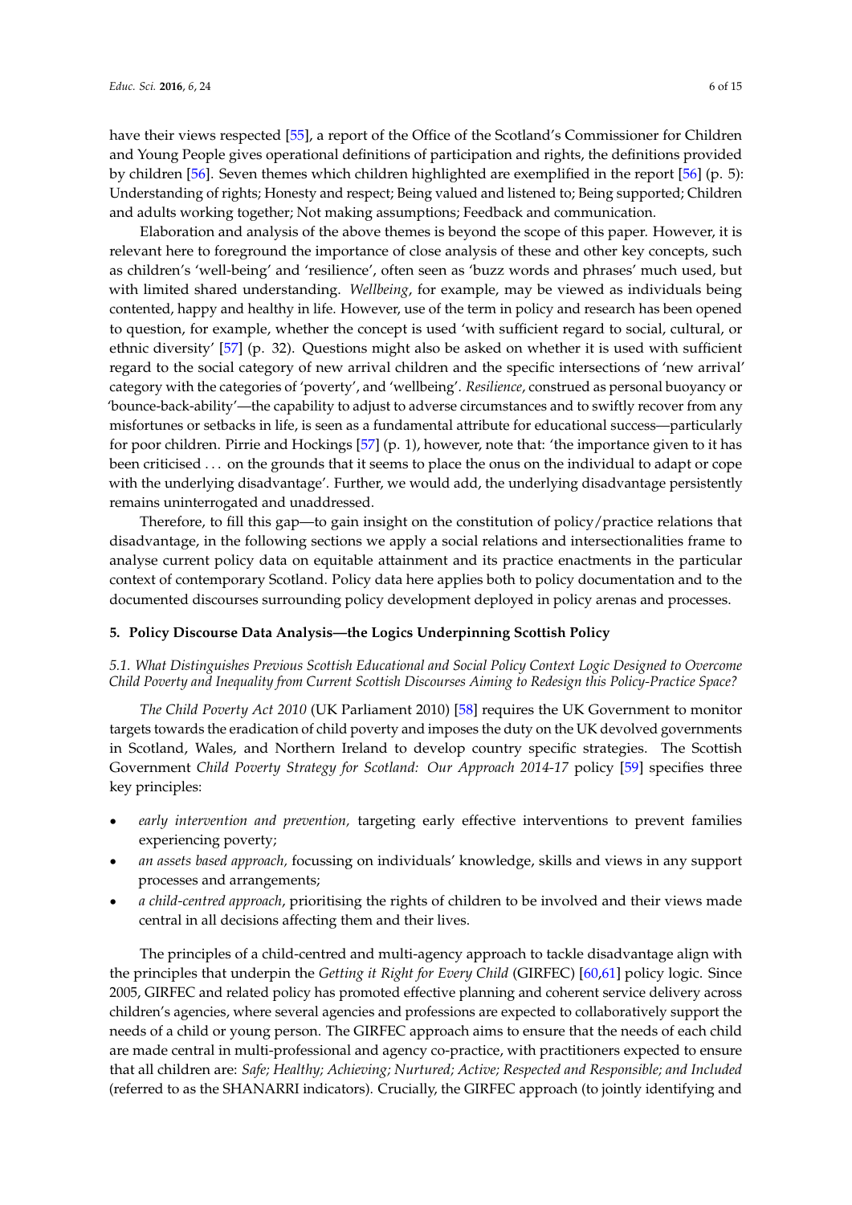have their views respected [55], a report of the Office of the Scotland's Commissioner for Children and Young People gives operational definitions of participation and rights, the definitions provided by children [56]. Seven themes which children highlighted are exemplified in the report [56] (p. 5): Understanding of rights; Honesty and respect; Being valued and listened to; Being supported; Children and adults working together; Not making assumptions; Feedback and communication.

Elaboration and analysis of the above themes is beyond the scope of this paper. However, it is relevant here to foreground the importance of close analysis of these and other key concepts, such as children's 'well-being' and 'resilience', often seen as 'buzz words and phrases' much used, but with limited shared understanding. *Wellbeing*, for example, may be viewed as individuals being contented, happy and healthy in life. However, use of the term in policy and research has been opened to question, for example, whether the concept is used 'with sufficient regard to social, cultural, or ethnic diversity' [57] (p. 32). Questions might also be asked on whether it is used with sufficient regard to the social category of new arrival children and the specific intersections of 'new arrival' category with the categories of 'poverty', and 'wellbeing'. *Resilience*, construed as personal buoyancy or 'bounce-back-ability'—the capability to adjust to adverse circumstances and to swiftly recover from any misfortunes or setbacks in life, is seen as a fundamental attribute for educational success—particularly for poor children. Pirrie and Hockings [57] (p. 1), however, note that: 'the importance given to it has been criticised . . . on the grounds that it seems to place the onus on the individual to adapt or cope with the underlying disadvantage'. Further, we would add, the underlying disadvantage persistently remains uninterrogated and unaddressed.

Therefore, to fill this gap—to gain insight on the constitution of policy/practice relations that disadvantage, in the following sections we apply a social relations and intersectionalities frame to analyse current policy data on equitable attainment and its practice enactments in the particular context of contemporary Scotland. Policy data here applies both to policy documentation and to the documented discourses surrounding policy development deployed in policy arenas and processes.

## 5. Policy Discourse Data Analysis—the Logics Underpinning Scottish Policy

### *5.1. What Distinguishes Previous Scottish Educational and Social Policy Context Logic Designed to Overcome Child Poverty and Inequality from Current Scottish Discourses Aiming to Redesign this Policy-Practice Space?*

*The Child Poverty Act 2010* (UK Parliament 2010) [58] requires the UK Government to monitor targets towards the eradication of child poverty and imposes the duty on the UK devolved governments in Scotland, Wales, and Northern Ireland to develop country specific strategies. The Scottish Government *Child Poverty Strategy for Scotland: Our Approach 2014-17* policy [59] specifies three key principles:

- *early intervention and prevention,* targeting early effective interventions to prevent families experiencing poverty;
- *an assets based approach,* focussing on individuals' knowledge, skills and views in any support processes and arrangements;
- *a child-centred approach*, prioritising the rights of children to be involved and their views made central in all decisions affecting them and their lives.

The principles of a child-centred and multi-agency approach to tackle disadvantage align with the principles that underpin the *Getting it Right for Every Child* (GIRFEC) [60,61] policy logic. Since 2005, GIRFEC and related policy has promoted effective planning and coherent service delivery across children's agencies, where several agencies and professions are expected to collaboratively support the needs of a child or young person. The GIRFEC approach aims to ensure that the needs of each child are made central in multi-professional and agency co-practice, with practitioners expected to ensure that all children are: *Safe; Healthy; Achieving; Nurtured; Active; Respected and Responsible; and Included* (referred to as the SHANARRI indicators). Crucially, the GIRFEC approach (to jointly identifying and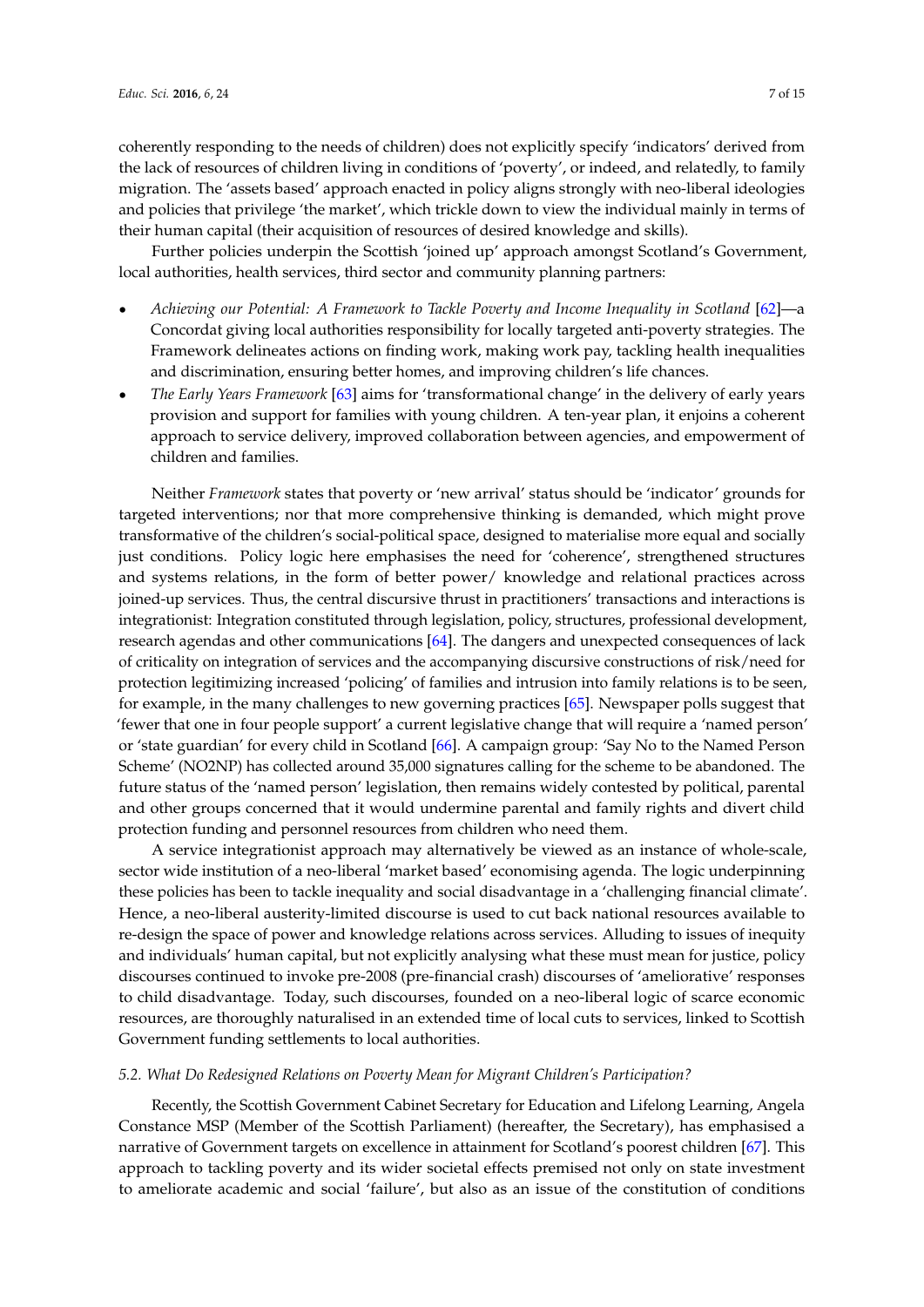coherently responding to the needs of children) does not explicitly specify 'indicators' derived from the lack of resources of children living in conditions of 'poverty', or indeed, and relatedly, to family migration. The 'assets based' approach enacted in policy aligns strongly with neo-liberal ideologies and policies that privilege 'the market', which trickle down to view the individual mainly in terms of their human capital (their acquisition of resources of desired knowledge and skills).

Further policies underpin the Scottish 'joined up' approach amongst Scotland's Government, local authorities, health services, third sector and community planning partners:

- *Achieving our Potential: A Framework to Tackle Poverty and Income Inequality in Scotland* [62]—a Concordat giving local authorities responsibility for locally targeted anti-poverty strategies. The Framework delineates actions on finding work, making work pay, tackling health inequalities and discrimination, ensuring better homes, and improving children's life chances.
- *The Early Years Framework* [63] aims for 'transformational change' in the delivery of early years provision and support for families with young children. A ten-year plan, it enjoins a coherent approach to service delivery, improved collaboration between agencies, and empowerment of children and families.

Neither *Framework* states that poverty or 'new arrival' status should be 'indicator' grounds for targeted interventions; nor that more comprehensive thinking is demanded, which might prove transformative of the children's social-political space, designed to materialise more equal and socially just conditions. Policy logic here emphasises the need for 'coherence', strengthened structures and systems relations, in the form of better power/ knowledge and relational practices across joined-up services. Thus, the central discursive thrust in practitioners' transactions and interactions is integrationist: Integration constituted through legislation, policy, structures, professional development, research agendas and other communications [64]. The dangers and unexpected consequences of lack of criticality on integration of services and the accompanying discursive constructions of risk/need for protection legitimizing increased 'policing' of families and intrusion into family relations is to be seen, for example, in the many challenges to new governing practices [65]. Newspaper polls suggest that 'fewer that one in four people support' a current legislative change that will require a 'named person' or 'state guardian' for every child in Scotland [66]. A campaign group: 'Say No to the Named Person Scheme' (NO2NP) has collected around 35,000 signatures calling for the scheme to be abandoned. The future status of the 'named person' legislation, then remains widely contested by political, parental and other groups concerned that it would undermine parental and family rights and divert child protection funding and personnel resources from children who need them.

A service integrationist approach may alternatively be viewed as an instance of whole-scale, sector wide institution of a neo-liberal 'market based' economising agenda. The logic underpinning these policies has been to tackle inequality and social disadvantage in a 'challenging financial climate'. Hence, a neo-liberal austerity-limited discourse is used to cut back national resources available to re-design the space of power and knowledge relations across services. Alluding to issues of inequity and individuals' human capital, but not explicitly analysing what these must mean for justice, policy discourses continued to invoke pre-2008 (pre-financial crash) discourses of 'ameliorative' responses to child disadvantage. Today, such discourses, founded on a neo-liberal logic of scarce economic resources, are thoroughly naturalised in an extended time of local cuts to services, linked to Scottish Government funding settlements to local authorities.

### *5.2. What Do Redesigned Relations on Poverty Mean for Migrant Children's Participation?*

Recently, the Scottish Government Cabinet Secretary for Education and Lifelong Learning, Angela Constance MSP (Member of the Scottish Parliament) (hereafter, the Secretary), has emphasised a narrative of Government targets on excellence in attainment for Scotland's poorest children [67]. This approach to tackling poverty and its wider societal effects premised not only on state investment to ameliorate academic and social 'failure', but also as an issue of the constitution of conditions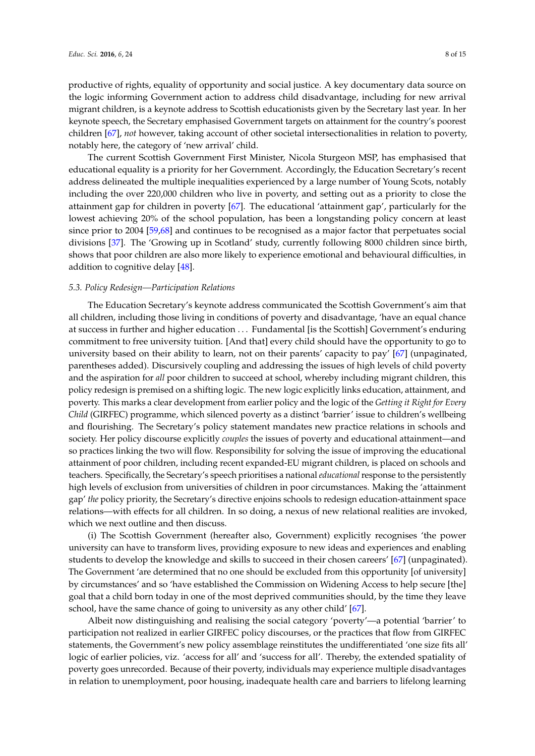productive of rights, equality of opportunity and social justice. A key documentary data source on the logic informing Government action to address child disadvantage, including for new arrival migrant children, is a keynote address to Scottish educationists given by the Secretary last year. In her keynote speech, the Secretary emphasised Government targets on attainment for the country's poorest children [67], *not* however, taking account of other societal intersectionalities in relation to poverty, notably here, the category of 'new arrival' child.

The current Scottish Government First Minister, Nicola Sturgeon MSP, has emphasised that educational equality is a priority for her Government. Accordingly, the Education Secretary's recent address delineated the multiple inequalities experienced by a large number of Young Scots, notably including the over 220,000 children who live in poverty, and setting out as a priority to close the attainment gap for children in poverty [67]. The educational 'attainment gap', particularly for the lowest achieving 20% of the school population, has been a longstanding policy concern at least since prior to 2004 [59,68] and continues to be recognised as a major factor that perpetuates social divisions [37]. The 'Growing up in Scotland' study, currently following 8000 children since birth, shows that poor children are also more likely to experience emotional and behavioural difficulties, in addition to cognitive delay [48].

### 5.3. Policy Redesign—Participation Relations

The Education Secretary's keynote address communicated the Scottish Government's aim that all children, including those living in conditions of poverty and disadvantage, 'have an equal chance at success in further and higher education ... Fundamental [is the Scottish] Government's enduring commitment to free university tuition. [And that] every child should have the opportunity to go to university based on their ability to learn, not on their parents' capacity to pay' [67] (unpaginated, parentheses added). Discursively coupling and addressing the issues of high levels of child poverty and the aspiration for *all* poor children to succeed at school, whereby including migrant children, this policy redesign is premised on a shifting logic. The new logic explicitly links education, attainment, and poverty. This marks a clear development from earlier policy and the logic of the *Getting it Right for Every Child* (GIRFEC) programme, which silenced poverty as a distinct 'barrier' issue to children's wellbeing and flourishing. The Secretary's policy statement mandates new practice relations in schools and society. Her policy discourse explicitly *couples* the issues of poverty and educational attainment—and so practices linking the two will flow. Responsibility for solving the issue of improving the educational attainment of poor children, including recent expanded-EU migrant children, is placed on schools and teachers. Specifically, the Secretary's speech prioritises a national *educational* response to the persistently high levels of exclusion from universities of children in poor circumstances. Making the 'attainment gap' *the* policy priority, the Secretary's directive enjoins schools to redesign education-attainment space relations—with effects for all children. In so doing, a nexus of new relational realities are invoked, which we next outline and then discuss.

(i) The Scottish Government (hereafter also, Government) explicitly recognises 'the power university can have to transform lives, providing exposure to new ideas and experiences and enabling students to develop the knowledge and skills to succeed in their chosen careers' [67] (unpaginated). The Government 'are determined that no one should be excluded from this opportunity [of university] by circumstances' and so 'have established the Commission on Widening Access to help secure [the] goal that a child born today in one of the most deprived communities should, by the time they leave school, have the same chance of going to university as any other child' [67].

Albeit now distinguishing and realising the social category 'poverty'—a potential 'barrier' to participation not realized in earlier GIRFEC policy discourses, or the practices that flow from GIRFEC statements, the Government's new policy assemblage reinstitutes the undifferentiated 'one size fits all' logic of earlier policies, viz. 'access for all' and 'success for all'. Thereby, the extended spatiality of poverty goes unrecorded. Because of their poverty, individuals may experience multiple disadvantages in relation to unemployment, poor housing, inadequate health care and barriers to lifelong learning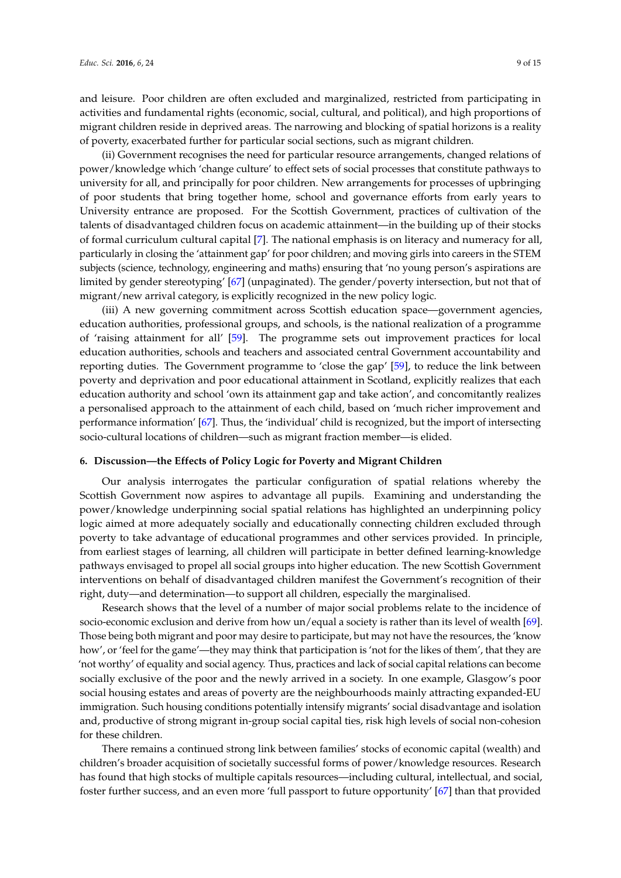and leisure. Poor children are often excluded and marginalized, restricted from participating in activities and fundamental rights (economic, social, cultural, and political), and high proportions of migrant children reside in deprived areas. The narrowing and blocking of spatial horizons is a reality of poverty, exacerbated further for particular social sections, such as migrant children.

(ii) Government recognises the need for particular resource arrangements, changed relations of power/knowledge which 'change culture' to effect sets of social processes that constitute pathways to university for all, and principally for poor children. New arrangements for processes of upbringing of poor students that bring together home, school and governance efforts from early years to University entrance are proposed. For the Scottish Government, practices of cultivation of the talents of disadvantaged children focus on academic attainment—in the building up of their stocks of formal curriculum cultural capital [7]. The national emphasis is on literacy and numeracy for all, particularly in closing the 'attainment gap' for poor children; and moving girls into careers in the STEM subjects (science, technology, engineering and maths) ensuring that 'no young person's aspirations are limited by gender stereotyping' [67] (unpaginated). The gender/poverty intersection, but not that of migrant/new arrival category, is explicitly recognized in the new policy logic.

(iii) A new governing commitment across Scottish education space—government agencies, education authorities, professional groups, and schools, is the national realization of a programme of 'raising attainment for all' [59]. The programme sets out improvement practices for local education authorities, schools and teachers and associated central Government accountability and reporting duties. The Government programme to 'close the gap' [59], to reduce the link between poverty and deprivation and poor educational attainment in Scotland, explicitly realizes that each education authority and school 'own its attainment gap and take action', and concomitantly realizes a personalised approach to the attainment of each child, based on 'much richer improvement and performance information' [67]. Thus, the 'individual' child is recognized, but the import of intersecting socio-cultural locations of children—such as migrant fraction member—is elided.

## 6. Discussion—the Effects of Policy Logic for Poverty and Migrant Children

Our analysis interrogates the particular configuration of spatial relations whereby the Scottish Government now aspires to advantage all pupils. Examining and understanding the power/knowledge underpinning social spatial relations has highlighted an underpinning policy logic aimed at more adequately socially and educationally connecting children excluded through poverty to take advantage of educational programmes and other services provided. In principle, from earliest stages of learning, all children will participate in better defined learning-knowledge pathways envisaged to propel all social groups into higher education. The new Scottish Government interventions on behalf of disadvantaged children manifest the Government's recognition of their right, duty—and determination—to support all children, especially the marginalised.

Research shows that the level of a number of major social problems relate to the incidence of socio-economic exclusion and derive from how un/equal a society is rather than its level of wealth [69]. Those being both migrant and poor may desire to participate, but may not have the resources, the 'know how', or 'feel for the game'—they may think that participation is 'not for the likes of them', that they are 'not worthy' of equality and social agency. Thus, practices and lack of social capital relations can become socially exclusive of the poor and the newly arrived in a society. In one example, Glasgow's poor social housing estates and areas of poverty are the neighbourhoods mainly attracting expanded-EU immigration. Such housing conditions potentially intensify migrants' social disadvantage and isolation and, productive of strong migrant in-group social capital ties, risk high levels of social non-cohesion for these children.

There remains a continued strong link between families' stocks of economic capital (wealth) and children's broader acquisition of societally successful forms of power/knowledge resources. Research has found that high stocks of multiple capitals resources—including cultural, intellectual, and social, foster further success, and an even more 'full passport to future opportunity' [67] than that provided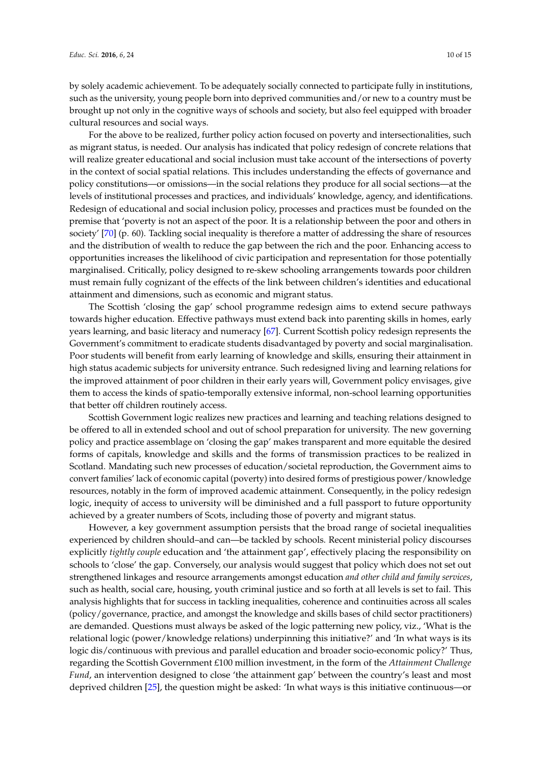by solely academic achievement. To be adequately socially connected to participate fully in institutions, such as the university, young people born into deprived communities and/or new to a country must be brought up not only in the cognitive ways of schools and society, but also feel equipped with broader cultural resources and social ways.

For the above to be realized, further policy action focused on poverty and intersectionalities, such as migrant status, is needed. Our analysis has indicated that policy redesign of concrete relations that will realize greater educational and social inclusion must take account of the intersections of poverty in the context of social spatial relations. This includes understanding the effects of governance and policy constitutions—or omissions—in the social relations they produce for all social sections—at the levels of institutional processes and practices, and individuals' knowledge, agency, and identifications. Redesign of educational and social inclusion policy, processes and practices must be founded on the premise that 'poverty is not an aspect of the poor. It is a relationship between the poor and others in society' [70] (p. 60). Tackling social inequality is therefore a matter of addressing the share of resources and the distribution of wealth to reduce the gap between the rich and the poor. Enhancing access to opportunities increases the likelihood of civic participation and representation for those potentially marginalised. Critically, policy designed to re-skew schooling arrangements towards poor children must remain fully cognizant of the effects of the link between children's identities and educational attainment and dimensions, such as economic and migrant status.

The Scottish 'closing the gap' school programme redesign aims to extend secure pathways towards higher education. Effective pathways must extend back into parenting skills in homes, early years learning, and basic literacy and numeracy [67]. Current Scottish policy redesign represents the Government's commitment to eradicate students disadvantaged by poverty and social marginalisation. Poor students will benefit from early learning of knowledge and skills, ensuring their attainment in high status academic subjects for university entrance. Such redesigned living and learning relations for the improved attainment of poor children in their early years will, Government policy envisages, give them to access the kinds of spatio-temporally extensive informal, non-school learning opportunities that better off children routinely access.

Scottish Government logic realizes new practices and learning and teaching relations designed to be offered to all in extended school and out of school preparation for university. The new governing policy and practice assemblage on 'closing the gap' makes transparent and more equitable the desired forms of capitals, knowledge and skills and the forms of transmission practices to be realized in Scotland. Mandating such new processes of education/societal reproduction, the Government aims to convert families' lack of economic capital (poverty) into desired forms of prestigious power/knowledge resources, notably in the form of improved academic attainment. Consequently, in the policy redesign logic, inequity of access to university will be diminished and a full passport to future opportunity achieved by a greater numbers of Scots, including those of poverty and migrant status.

However, a key government assumption persists that the broad range of societal inequalities experienced by children should–and can—be tackled by schools. Recent ministerial policy discourses explicitly *tightly couple* education and 'the attainment gap', effectively placing the responsibility on schools to 'close' the gap. Conversely, our analysis would suggest that policy which does not set out strengthened linkages and resource arrangements amongst education *and other child and family services*, such as health, social care, housing, youth criminal justice and so forth at all levels is set to fail. This analysis highlights that for success in tackling inequalities, coherence and continuities across all scales (policy/governance, practice, and amongst the knowledge and skills bases of child sector practitioners) are demanded. Questions must always be asked of the logic patterning new policy, viz., 'What is the relational logic (power/knowledge relations) underpinning this initiative?' and 'In what ways is its logic dis/continuous with previous and parallel education and broader socio-economic policy?' Thus, regarding the Scottish Government £100 million investment, in the form of the *Attainment Challenge Fund*, an intervention designed to close 'the attainment gap' between the country's least and most deprived children [25], the question might be asked: 'In what ways is this initiative continuous—or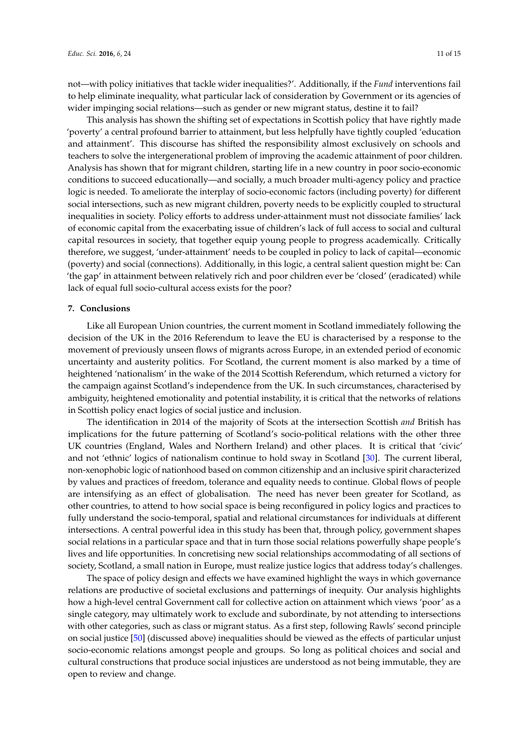not—with policy initiatives that tackle wider inequalities?'. Additionally, if the *Fund* interventions fail to help eliminate inequality, what particular lack of consideration by Government or its agencies of wider impinging social relations—such as gender or new migrant status, destine it to fail?

This analysis has shown the shifting set of expectations in Scottish policy that have rightly made 'poverty' a central profound barrier to attainment, but less helpfully have tightly coupled 'education and attainment'. This discourse has shifted the responsibility almost exclusively on schools and teachers to solve the intergenerational problem of improving the academic attainment of poor children. Analysis has shown that for migrant children, starting life in a new country in poor socio-economic conditions to succeed educationally—and socially, a much broader multi-agency policy and practice logic is needed. To ameliorate the interplay of socio-economic factors (including poverty) for different social intersections, such as new migrant children, poverty needs to be explicitly coupled to structural inequalities in society. Policy efforts to address under-attainment must not dissociate families' lack of economic capital from the exacerbating issue of children's lack of full access to social and cultural capital resources in society, that together equip young people to progress academically. Critically therefore, we suggest, 'under-attainment' needs to be coupled in policy to lack of capital—economic (poverty) and social (connections). Additionally, in this logic, a central salient question might be: Can 'the gap' in attainment between relatively rich and poor children ever be 'closed' (eradicated) while lack of equal full socio-cultural access exists for the poor?

## 7. Conclusions

Like all European Union countries, the current moment in Scotland immediately following the decision of the UK in the 2016 Referendum to leave the EU is characterised by a response to the movement of previously unseen flows of migrants across Europe, in an extended period of economic uncertainty and austerity politics. For Scotland, the current moment is also marked by a time of heightened 'nationalism' in the wake of the 2014 Scottish Referendum, which returned a victory for the campaign against Scotland's independence from the UK. In such circumstances, characterised by ambiguity, heightened emotionality and potential instability, it is critical that the networks of relations in Scottish policy enact logics of social justice and inclusion.

The identification in 2014 of the majority of Scots at the intersection Scottish *and* British has implications for the future patterning of Scotland's socio-political relations with the other three UK countries (England, Wales and Northern Ireland) and other places. It is critical that 'civic' and not 'ethnic' logics of nationalism continue to hold sway in Scotland [30]. The current liberal, non-xenophobic logic of nationhood based on common citizenship and an inclusive spirit characterized by values and practices of freedom, tolerance and equality needs to continue. Global flows of people are intensifying as an effect of globalisation. The need has never been greater for Scotland, as other countries, to attend to how social space is being reconfigured in policy logics and practices to fully understand the socio-temporal, spatial and relational circumstances for individuals at different intersections. A central powerful idea in this study has been that, through policy, government shapes social relations in a particular space and that in turn those social relations powerfully shape people's lives and life opportunities. In concretising new social relationships accommodating of all sections of society, Scotland, a small nation in Europe, must realize justice logics that address today's challenges.

The space of policy design and effects we have examined highlight the ways in which governance relations are productive of societal exclusions and patternings of inequity. Our analysis highlights how a high-level central Government call for collective action on attainment which views 'poor' as a single category, may ultimately work to exclude and subordinate, by not attending to intersections with other categories, such as class or migrant status. As a first step, following Rawls' second principle on social justice [50] (discussed above) inequalities should be viewed as the effects of particular unjust socio-economic relations amongst people and groups. So long as political choices and social and cultural constructions that produce social injustices are understood as not being immutable, they are open to review and change.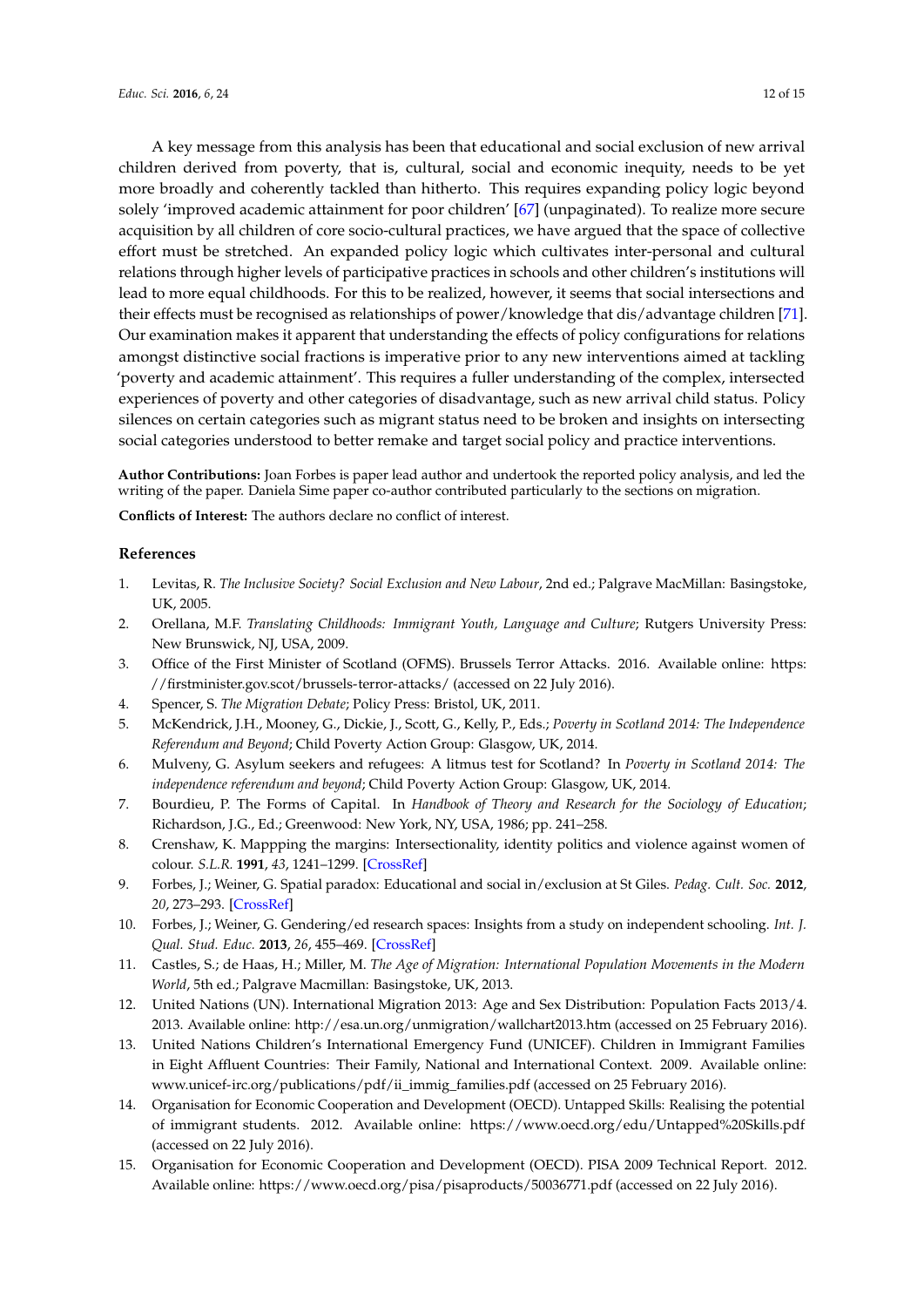A key message from this analysis has been that educational and social exclusion of new arrival children derived from poverty, that is, cultural, social and economic inequity, needs to be yet more broadly and coherently tackled than hitherto. This requires expanding policy logic beyond solely 'improved academic attainment for poor children' [67] (unpaginated). To realize more secure acquisition by all children of core socio-cultural practices, we have argued that the space of collective effort must be stretched. An expanded policy logic which cultivates inter-personal and cultural relations through higher levels of participative practices in schools and other children's institutions will lead to more equal childhoods. For this to be realized, however, it seems that social intersections and their effects must be recognised as relationships of power/knowledge that dis/advantage children [71]. Our examination makes it apparent that understanding the effects of policy configurations for relations amongst distinctive social fractions is imperative prior to any new interventions aimed at tackling 'poverty and academic attainment'. This requires a fuller understanding of the complex, intersected experiences of poverty and other categories of disadvantage, such as new arrival child status. Policy silences on certain categories such as migrant status need to be broken and insights on intersecting social categories understood to better remake and target social policy and practice interventions.

**Author Contributions:** Joan Forbes is paper lead author and undertook the reported policy analysis, and led the writing of the paper. Daniela Sime paper co-author contributed particularly to the sections on migration.

**Conflicts of Interest:** The authors declare no conflict of interest.

## References

1. Levitas, R. *The Inclusive Society? Social Exclusion and New Labour*, 2nd ed.; Palgrave MacMillan: Basingstoke, UK, 2005.
2. Orellana, M.F. *Translating Childhoods: Immigrant Youth, Language and Culture*; Rutgers University Press: New Brunswick, NJ, USA, 2009.
3. Office of the First Minister of Scotland (OFMS). Brussels Terror Attacks. 2016. Available online: https://firstminister.gov.scot/brussels-terror-attacks/ (accessed on 22 July 2016).
4. Spencer, S. *The Migration Debate*; Policy Press: Bristol, UK, 2011.
5. McKendrick, J.H., Mooney, G., Dickie, J., Scott, G., Kelly, P., Eds.; *Poverty in Scotland 2014: The Independence Referendum and Beyond*; Child Poverty Action Group: Glasgow, UK, 2014.
6. Mulveny, G. Asylum seekers and refugees: A litmus test for Scotland? In *Poverty in Scotland 2014: The independence referendum and beyond*; Child Poverty Action Group: Glasgow, UK, 2014.
7. Bourdieu, P. The Forms of Capital. In *Handbook of Theory and Research for the Sociology of Education*; Richardson, J.G., Ed.; Greenwood: New York, NY, USA, 1986; pp. 241–258.
8. Crenshaw, K. Mappping the margins: Intersectionality, identity politics and violence against women of colour. *S.L.R.* **1991**, *43*, 1241–1299. [CrossRef]
9. Forbes, J.; Weiner, G. Spatial paradox: Educational and social in/exclusion at St Giles. *Pedag. Cult. Soc.* **2012**, *20*, 273–293. [CrossRef]
10. Forbes, J.; Weiner, G. Gendering/ed research spaces: Insights from a study on independent schooling. *Int. J. Qual. Stud. Educ.* **2013**, *26*, 455–469. [CrossRef]
11. Castles, S.; de Haas, H.; Miller, M. *The Age of Migration: International Population Movements in the Modern World*, 5th ed.; Palgrave Macmillan: Basingstoke, UK, 2013.
12. United Nations (UN). International Migration 2013: Age and Sex Distribution: Population Facts 2013/4. 2013. Available online: http://esa.un.org/unmigration/wallchart2013.htm (accessed on 25 February 2016).
13. United Nations Children's International Emergency Fund (UNICEF). Children in Immigrant Families in Eight Affluent Countries: Their Family, National and International Context. 2009. Available online: www.unicef-irc.org/publications/pdf/ii_immig_families.pdf (accessed on 25 February 2016).
14. Organisation for Economic Cooperation and Development (OECD). Untapped Skills: Realising the potential of immigrant students. 2012. Available online: https://www.oecd.org/edu/Untapped%20Skills.pdf (accessed on 22 July 2016).
15. Organisation for Economic Cooperation and Development (OECD). PISA 2009 Technical Report. 2012. Available online: https://www.oecd.org/pisa/pisaproducts/50036771.pdf (accessed on 22 July 2016).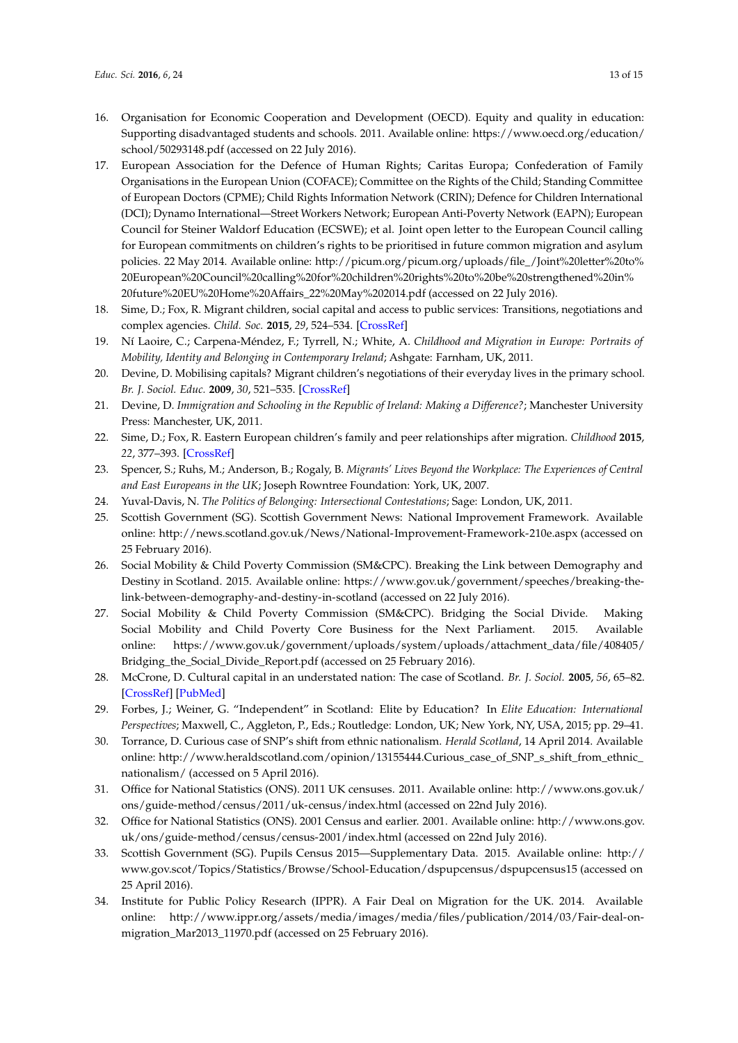16. Organisation for Economic Cooperation and Development (OECD). Equity and quality in education: Supporting disadvantaged students and schools. 2011. Available online: https://www.oecd.org/education/school/50293148.pdf (accessed on 22 July 2016).
17. European Association for the Defence of Human Rights; Caritas Europa; Confederation of Family Organisations in the European Union (COFACE); Committee on the Rights of the Child; Standing Committee of European Doctors (CPME); Child Rights Information Network (CRIN); Defence for Children International (DCI); Dynamo International—Street Workers Network; European Anti-Poverty Network (EAPN); European Council for Steiner Waldorf Education (ECSWE); et al. Joint open letter to the European Council calling for European commitments on children's rights to be prioritised in future common migration and asylum policies. 22 May 2014. Available online: http://picum.org/picum.org/uploads/file_/Joint%20letter%20to%20European%20Council%20calling%20for%20children%20rights%20to%20be%20strengthened%20in%20future%20EU%20Home%20Affairs_22%20May%202014.pdf (accessed on 22 July 2016).
18. Sime, D.; Fox, R. Migrant children, social capital and access to public services: Transitions, negotiations and complex agencies. *Child. Soc.* **2015**, *29*, 524–534. [CrossRef]
19. Ní Laoire, C.; Carpena-Méndez, F.; Tyrrell, N.; White, A. *Childhood and Migration in Europe: Portraits of Mobility, Identity and Belonging in Contemporary Ireland*; Ashgate: Farnham, UK, 2011.
20. Devine, D. Mobilising capitals? Migrant children's negotiations of their everyday lives in the primary school. *Br. J. Sociol. Educ.* **2009**, *30*, 521–535. [CrossRef]
21. Devine, D. *Immigration and Schooling in the Republic of Ireland: Making a Difference?*; Manchester University Press: Manchester, UK, 2011.
22. Sime, D.; Fox, R. Eastern European children's family and peer relationships after migration. *Childhood* **2015**, *22*, 377–393. [CrossRef]
23. Spencer, S.; Ruhs, M.; Anderson, B.; Rogaly, B. *Migrants' Lives Beyond the Workplace: The Experiences of Central and East Europeans in the UK*; Joseph Rowntree Foundation: York, UK, 2007.
24. Yuval-Davis, N. *The Politics of Belonging: Intersectional Contestations*; Sage: London, UK, 2011.
25. Scottish Government (SG). Scottish Government News: National Improvement Framework. Available online: http://news.scotland.gov.uk/News/National-Improvement-Framework-210e.aspx (accessed on 25 February 2016).
26. Social Mobility & Child Poverty Commission (SM&CPC). Breaking the Link between Demography and Destiny in Scotland. 2015. Available online: https://www.gov.uk/government/speeches/breaking-the-link-between-demography-and-destiny-in-scotland (accessed on 22 July 2016).
27. Social Mobility & Child Poverty Commission (SM&CPC). Bridging the Social Divide. Making Social Mobility and Child Poverty Core Business for the Next Parliament. 2015. Available online: https://www.gov.uk/government/uploads/system/uploads/attachment_data/file/408405/Bridging_the_Social_Divide_Report.pdf (accessed on 25 February 2016).
28. McCrone, D. Cultural capital in an understated nation: The case of Scotland. *Br. J. Sociol.* **2005**, *56*, 65–82. [CrossRef] [PubMed]
29. Forbes, J.; Weiner, G. "Independent" in Scotland: Elite by Education? In *Elite Education: International Perspectives*; Maxwell, C., Aggleton, P., Eds.; Routledge: London, UK; New York, NY, USA, 2015; pp. 29–41.
30. Torrance, D. Curious case of SNP's shift from ethnic nationalism. *Herald Scotland*, 14 April 2014. Available online: http://www.heraldscotland.com/opinion/13155444.Curious_case_of_SNP_s_shift_from_ethnic_nationalism/ (accessed on 5 April 2016).
31. Office for National Statistics (ONS). 2011 UK censuses. 2011. Available online: http://www.ons.gov.uk/ons/guide-method/census/2011/uk-census/index.html (accessed on 22nd July 2016).
32. Office for National Statistics (ONS). 2001 Census and earlier. 2001. Available online: http://www.ons.gov.uk/ons/guide-method/census/census-2001/index.html (accessed on 22nd July 2016).
33. Scottish Government (SG). Pupils Census 2015—Supplementary Data. 2015. Available online: http://www.gov.scot/Topics/Statistics/Browse/School-Education/dspupcensus/dspupcensus15 (accessed on 25 April 2016).
34. Institute for Public Policy Research (IPPR). A Fair Deal on Migration for the UK. 2014. Available online: http://www.ippr.org/assets/media/images/media/files/publication/2014/03/Fair-deal-on-migration_Mar2013_11970.pdf (accessed on 25 February 2016).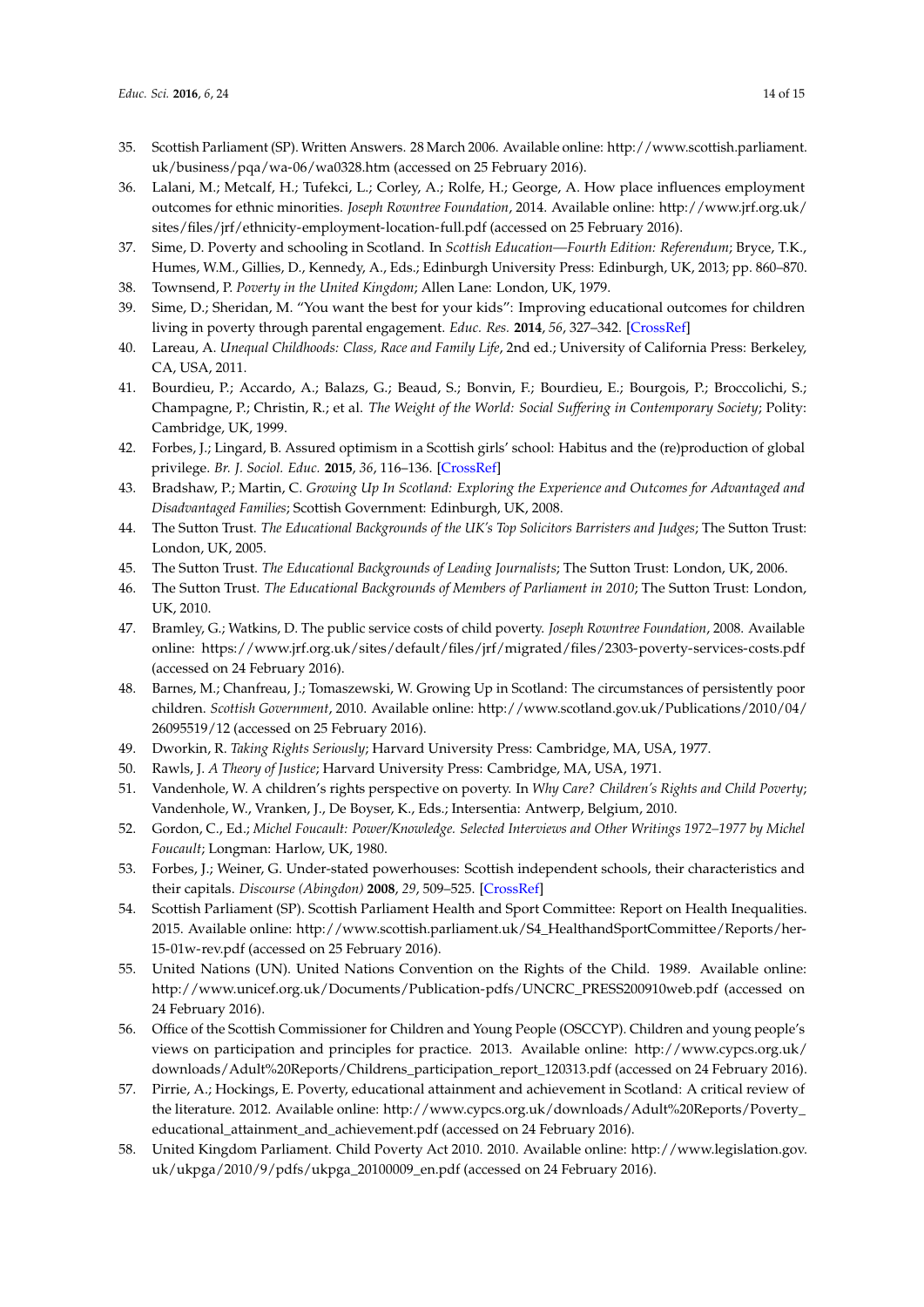35. Scottish Parliament (SP). Written Answers. 28 March 2006. Available online: http://www.scottish.parliament.uk/business/pqa/wa-06/wa0328.htm (accessed on 25 February 2016).
36. Lalani, M.; Metcalf, H.; Tufekci, L.; Corley, A.; Rolfe, H.; George, A. How place influences employment outcomes for ethnic minorities. *Joseph Rowntree Foundation*, 2014. Available online: http://www.jrf.org.uk/sites/files/jrf/ethnicity-employment-location-full.pdf (accessed on 25 February 2016).
37. Sime, D. Poverty and schooling in Scotland. In *Scottish Education—Fourth Edition: Referendum*; Bryce, T.K., Humes, W.M., Gillies, D., Kennedy, A., Eds.; Edinburgh University Press: Edinburgh, UK, 2013; pp. 860–870.
38. Townsend, P. *Poverty in the United Kingdom*; Allen Lane: London, UK, 1979.
39. Sime, D.; Sheridan, M. "You want the best for your kids": Improving educational outcomes for children living in poverty through parental engagement. *Educ. Res.* **2014**, *56*, 327–342. [CrossRef]
40. Lareau, A. *Unequal Childhoods: Class, Race and Family Life*, 2nd ed.; University of California Press: Berkeley, CA, USA, 2011.
41. Bourdieu, P.; Accardo, A.; Balazs, G.; Beaud, S.; Bonvin, F.; Bourdieu, E.; Bourgois, P.; Broccolichi, S.; Champagne, P.; Christin, R.; et al. *The Weight of the World: Social Suffering in Contemporary Society*; Polity: Cambridge, UK, 1999.
42. Forbes, J.; Lingard, B. Assured optimism in a Scottish girls' school: Habitus and the (re)production of global privilege. *Br. J. Sociol. Educ.* **2015**, *36*, 116–136. [CrossRef]
43. Bradshaw, P.; Martin, C. *Growing Up In Scotland: Exploring the Experience and Outcomes for Advantaged and Disadvantaged Families*; Scottish Government: Edinburgh, UK, 2008.
44. The Sutton Trust. *The Educational Backgrounds of the UK's Top Solicitors Barristers and Judges*; The Sutton Trust: London, UK, 2005.
45. The Sutton Trust. *The Educational Backgrounds of Leading Journalists*; The Sutton Trust: London, UK, 2006.
46. The Sutton Trust. *The Educational Backgrounds of Members of Parliament in 2010*; The Sutton Trust: London, UK, 2010.
47. Bramley, G.; Watkins, D. The public service costs of child poverty. *Joseph Rowntree Foundation*, 2008. Available online: https://www.jrf.org.uk/sites/default/files/jrf/migrated/files/2303-poverty-services-costs.pdf (accessed on 24 February 2016).
48. Barnes, M.; Chanfreau, J.; Tomaszewski, W. Growing Up in Scotland: The circumstances of persistently poor children. *Scottish Government*, 2010. Available online: http://www.scotland.gov.uk/Publications/2010/04/26095519/12 (accessed on 25 February 2016).
49. Dworkin, R. *Taking Rights Seriously*; Harvard University Press: Cambridge, MA, USA, 1977.
50. Rawls, J. *A Theory of Justice*; Harvard University Press: Cambridge, MA, USA, 1971.
51. Vandenhole, W. A children's rights perspective on poverty. In *Why Care? Children's Rights and Child Poverty*; Vandenhole, W., Vranken, J., De Boyser, K., Eds.; Intersentia: Antwerp, Belgium, 2010.
52. Gordon, C., Ed.; *Michel Foucault: Power/Knowledge. Selected Interviews and Other Writings 1972–1977 by Michel Foucault*; Longman: Harlow, UK, 1980.
53. Forbes, J.; Weiner, G. Under-stated powerhouses: Scottish independent schools, their characteristics and their capitals. *Discourse (Abingdon)* **2008**, *29*, 509–525. [CrossRef]
54. Scottish Parliament (SP). Scottish Parliament Health and Sport Committee: Report on Health Inequalities. 2015. Available online: http://www.scottish.parliament.uk/S4_HealthandSportCommittee/Reports/her-15-01w-rev.pdf (accessed on 25 February 2016).
55. United Nations (UN). United Nations Convention on the Rights of the Child. 1989. Available online: http://www.unicef.org.uk/Documents/Publication-pdfs/UNCRC_PRESS200910web.pdf (accessed on 24 February 2016).
56. Office of the Scottish Commissioner for Children and Young People (OSCCYP). Children and young people's views on participation and principles for practice. 2013. Available online: http://www.cypcs.org.uk/downloads/Adult%20Reports/Childrens_participation_report_120313.pdf (accessed on 24 February 2016).
57. Pirrie, A.; Hockings, E. Poverty, educational attainment and achievement in Scotland: A critical review of the literature. 2012. Available online: http://www.cypcs.org.uk/downloads/Adult%20Reports/Poverty_educational_attainment_and_achievement.pdf (accessed on 24 February 2016).
58. United Kingdom Parliament. Child Poverty Act 2010. 2010. Available online: http://www.legislation.gov.uk/ukpga/2010/9/pdfs/ukpga_20100009_en.pdf (accessed on 24 February 2016).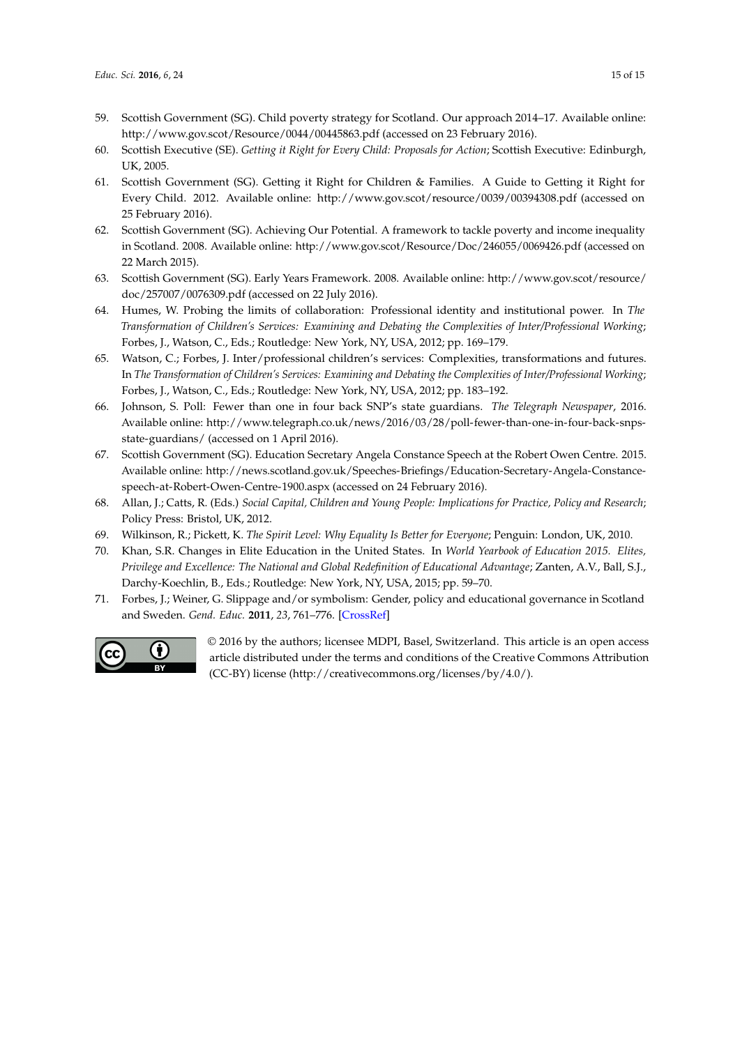59. Scottish Government (SG). Child poverty strategy for Scotland. Our approach 2014–17. Available online: http://www.gov.scot/Resource/0044/00445863.pdf (accessed on 23 February 2016).
60. Scottish Executive (SE). *Getting it Right for Every Child: Proposals for Action*; Scottish Executive: Edinburgh, UK, 2005.
61. Scottish Government (SG). Getting it Right for Children & Families. A Guide to Getting it Right for Every Child. 2012. Available online: http://www.gov.scot/resource/0039/00394308.pdf (accessed on 25 February 2016).
62. Scottish Government (SG). Achieving Our Potential. A framework to tackle poverty and income inequality in Scotland. 2008. Available online: http://www.gov.scot/Resource/Doc/246055/0069426.pdf (accessed on 22 March 2015).
63. Scottish Government (SG). Early Years Framework. 2008. Available online: http://www.gov.scot/resource/doc/257007/0076309.pdf (accessed on 22 July 2016).
64. Humes, W. Probing the limits of collaboration: Professional identity and institutional power. In *The Transformation of Children's Services: Examining and Debating the Complexities of Inter/Professional Working*; Forbes, J., Watson, C., Eds.; Routledge: New York, NY, USA, 2012; pp. 169–179.
65. Watson, C.; Forbes, J. Inter/professional children's services: Complexities, transformations and futures. In *The Transformation of Children's Services: Examining and Debating the Complexities of Inter/Professional Working*; Forbes, J., Watson, C., Eds.; Routledge: New York, NY, USA, 2012; pp. 183–192.
66. Johnson, S. Poll: Fewer than one in four back SNP's state guardians. *The Telegraph Newspaper*, 2016. Available online: http://www.telegraph.co.uk/news/2016/03/28/poll-fewer-than-one-in-four-back-snps-state-guardians/ (accessed on 1 April 2016).
67. Scottish Government (SG). Education Secretary Angela Constance Speech at the Robert Owen Centre. 2015. Available online: http://news.scotland.gov.uk/Speeches-Briefings/Education-Secretary-Angela-Constance-speech-at-Robert-Owen-Centre-1900.aspx (accessed on 24 February 2016).
68. Allan, J.; Catts, R. (Eds.) *Social Capital, Children and Young People: Implications for Practice, Policy and Research*; Policy Press: Bristol, UK, 2012.
69. Wilkinson, R.; Pickett, K. *The Spirit Level: Why Equality Is Better for Everyone*; Penguin: London, UK, 2010.
70. Khan, S.R. Changes in Elite Education in the United States. In *World Yearbook of Education 2015. Elites, Privilege and Excellence: The National and Global Redefinition of Educational Advantage*; Zanten, A.V., Ball, S.J., Darchy-Koechlin, B., Eds.; Routledge: New York, NY, USA, 2015; pp. 59–70.
71. Forbes, J.; Weiner, G. Slippage and/or symbolism: Gender, policy and educational governance in Scotland and Sweden. *Gend. Educ.* **2011**, *23*, 761–776. [CrossRef]

© 2016 by the authors; licensee MDPI, Basel, Switzerland. This article is an open access article distributed under the terms and conditions of the Creative Commons Attribution (CC-BY) license (http://creativecommons.org/licenses/by/4.0/).